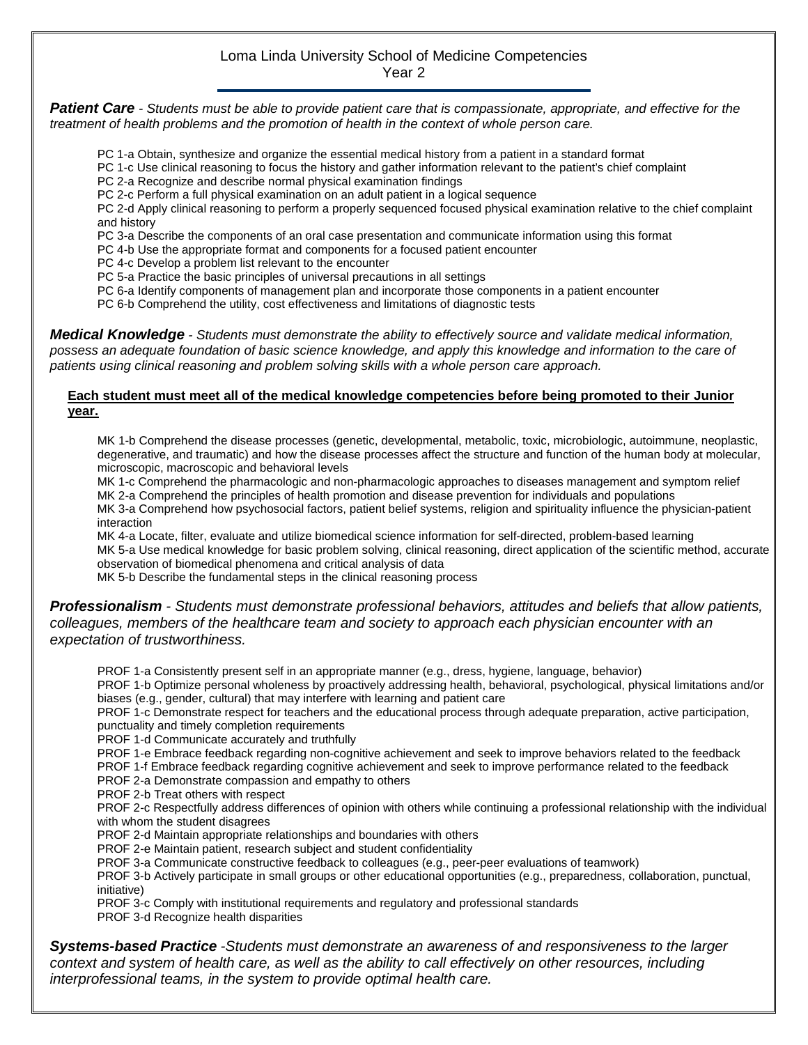# Loma Linda University School of Medicine Competencies
Year 2

***Patient Care*** *- Students must be able to provide patient care that is compassionate, appropriate, and effective for the treatment of health problems and the promotion of health in the context of whole person care.*

PC 1-a Obtain, synthesize and organize the essential medical history from a patient in a standard format
PC 1-c Use clinical reasoning to focus the history and gather information relevant to the patient's chief complaint
PC 2-a Recognize and describe normal physical examination findings
PC 2-c Perform a full physical examination on an adult patient in a logical sequence
PC 2-d Apply clinical reasoning to perform a properly sequenced focused physical examination relative to the chief complaint and history
PC 3-a Describe the components of an oral case presentation and communicate information using this format
PC 4-b Use the appropriate format and components for a focused patient encounter
PC 4-c Develop a problem list relevant to the encounter
PC 5-a Practice the basic principles of universal precautions in all settings
PC 6-a Identify components of management plan and incorporate those components in a patient encounter
PC 6-b Comprehend the utility, cost effectiveness and limitations of diagnostic tests

***Medical Knowledge*** *- Students must demonstrate the ability to effectively source and validate medical information, possess an adequate foundation of basic science knowledge, and apply this knowledge and information to the care of patients using clinical reasoning and problem solving skills with a whole person care approach.*

**Each student must meet all of the medical knowledge competencies before being promoted to their Junior year.**

MK 1-b Comprehend the disease processes (genetic, developmental, metabolic, toxic, microbiologic, autoimmune, neoplastic, degenerative, and traumatic) and how the disease processes affect the structure and function of the human body at molecular, microscopic, macroscopic and behavioral levels
MK 1-c Comprehend the pharmacologic and non-pharmacologic approaches to diseases management and symptom relief
MK 2-a Comprehend the principles of health promotion and disease prevention for individuals and populations
MK 3-a Comprehend how psychosocial factors, patient belief systems, religion and spirituality influence the physician-patient interaction
MK 4-a Locate, filter, evaluate and utilize biomedical science information for self-directed, problem-based learning
MK 5-a Use medical knowledge for basic problem solving, clinical reasoning, direct application of the scientific method, accurate observation of biomedical phenomena and critical analysis of data
MK 5-b Describe the fundamental steps in the clinical reasoning process

***Professionalism*** *- Students must demonstrate professional behaviors, attitudes and beliefs that allow patients, colleagues, members of the healthcare team and society to approach each physician encounter with an expectation of trustworthiness.*

PROF 1-a Consistently present self in an appropriate manner (e.g., dress, hygiene, language, behavior)
PROF 1-b Optimize personal wholeness by proactively addressing health, behavioral, psychological, physical limitations and/or biases (e.g., gender, cultural) that may interfere with learning and patient care
PROF 1-c Demonstrate respect for teachers and the educational process through adequate preparation, active participation, punctuality and timely completion requirements
PROF 1-d Communicate accurately and truthfully
PROF 1-e Embrace feedback regarding non-cognitive achievement and seek to improve behaviors related to the feedback
PROF 1-f Embrace feedback regarding cognitive achievement and seek to improve performance related to the feedback
PROF 2-a Demonstrate compassion and empathy to others
PROF 2-b Treat others with respect
PROF 2-c Respectfully address differences of opinion with others while continuing a professional relationship with the individual with whom the student disagrees
PROF 2-d Maintain appropriate relationships and boundaries with others
PROF 2-e Maintain patient, research subject and student confidentiality
PROF 3-a Communicate constructive feedback to colleagues (e.g., peer-peer evaluations of teamwork)
PROF 3-b Actively participate in small groups or other educational opportunities (e.g., preparedness, collaboration, punctual, initiative)
PROF 3-c Comply with institutional requirements and regulatory and professional standards
PROF 3-d Recognize health disparities

***Systems-based Practice*** *-Students must demonstrate an awareness of and responsiveness to the larger context and system of health care, as well as the ability to call effectively on other resources, including interprofessional teams, in the system to provide optimal health care.*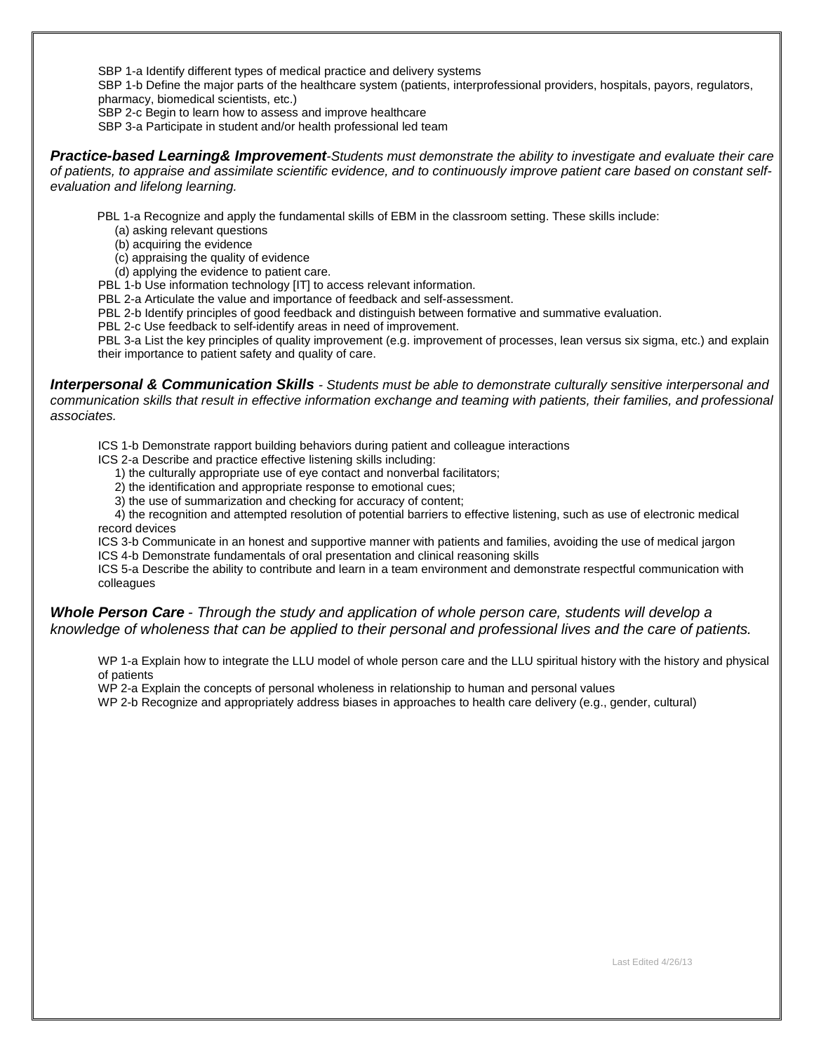SBP 1-a Identify different types of medical practice and delivery systems

SBP 1-b Define the major parts of the healthcare system (patients, interprofessional providers, hospitals, payors, regulators, pharmacy, biomedical scientists, etc.)

SBP 2-c Begin to learn how to assess and improve healthcare

SBP 3-a Participate in student and/or health professional led team

***Practice-based Learning& Improvement****-Students must demonstrate the ability to investigate and evaluate their care of patients, to appraise and assimilate scientific evidence, and to continuously improve patient care based on constant self-evaluation and lifelong learning.*

PBL 1-a Recognize and apply the fundamental skills of EBM in the classroom setting. These skills include:

- (a) asking relevant questions
- (b) acquiring the evidence
- (c) appraising the quality of evidence
- (d) applying the evidence to patient care.

PBL 1-b Use information technology [IT] to access relevant information.

PBL 2-a Articulate the value and importance of feedback and self-assessment.

PBL 2-b Identify principles of good feedback and distinguish between formative and summative evaluation.

PBL 2-c Use feedback to self-identify areas in need of improvement.

PBL 3-a List the key principles of quality improvement (e.g. improvement of processes, lean versus six sigma, etc.) and explain their importance to patient safety and quality of care.

***Interpersonal & Communication Skills*** *- Students must be able to demonstrate culturally sensitive interpersonal and communication skills that result in effective information exchange and teaming with patients, their families, and professional associates.*

ICS 1-b Demonstrate rapport building behaviors during patient and colleague interactions

ICS 2-a Describe and practice effective listening skills including:

1) the culturally appropriate use of eye contact and nonverbal facilitators;
2) the identification and appropriate response to emotional cues;
3) the use of summarization and checking for accuracy of content;
4) the recognition and attempted resolution of potential barriers to effective listening, such as use of electronic medical record devices

ICS 3-b Communicate in an honest and supportive manner with patients and families, avoiding the use of medical jargon

ICS 4-b Demonstrate fundamentals of oral presentation and clinical reasoning skills

ICS 5-a Describe the ability to contribute and learn in a team environment and demonstrate respectful communication with colleagues

***Whole Person Care*** *- Through the study and application of whole person care, students will develop a knowledge of wholeness that can be applied to their personal and professional lives and the care of patients.*

WP 1-a Explain how to integrate the LLU model of whole person care and the LLU spiritual history with the history and physical of patients

WP 2-a Explain the concepts of personal wholeness in relationship to human and personal values

WP 2-b Recognize and appropriately address biases in approaches to health care delivery (e.g., gender, cultural)

Last Edited 4/26/13